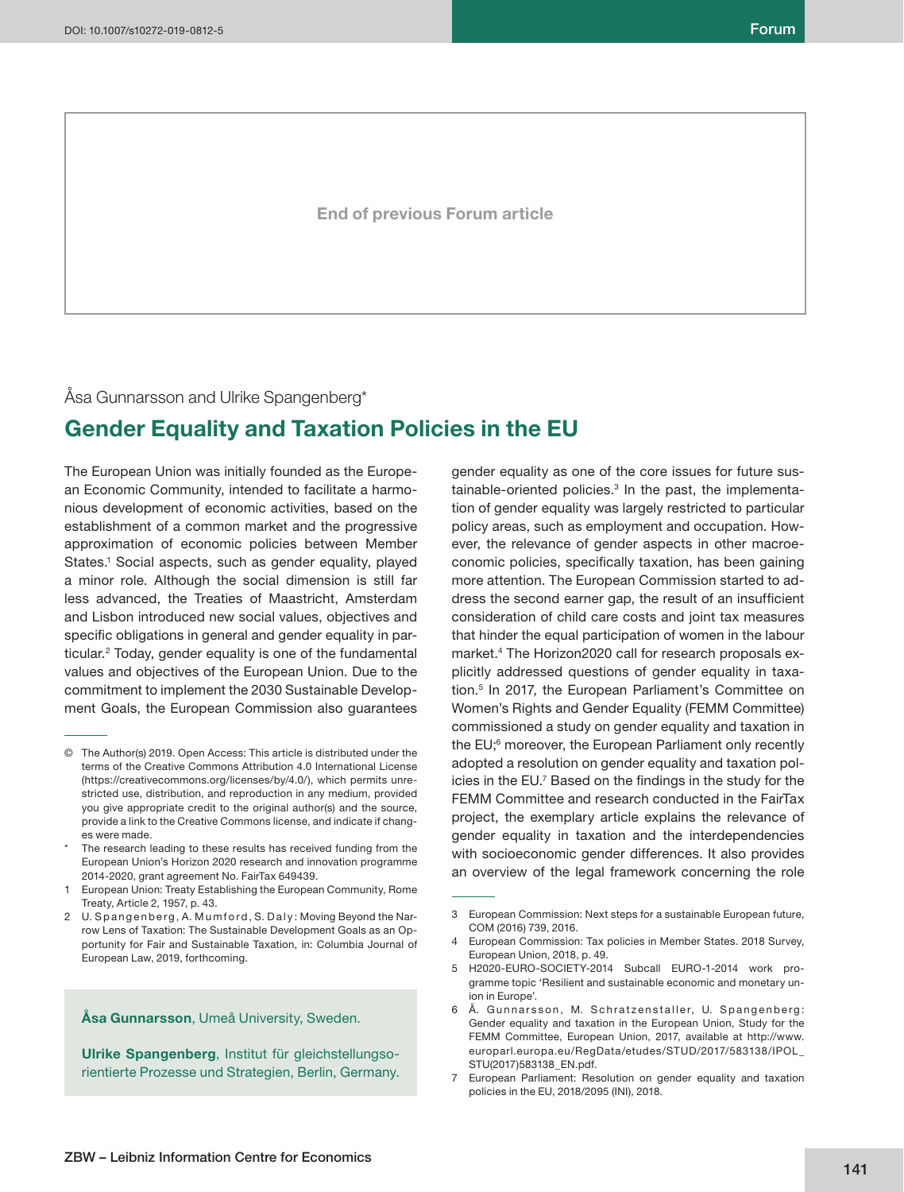End of previous Forum article

Åsa Gunnarsson and Ulrike Spangenberg*

# Gender Equality and Taxation Policies in the EU

The European Union was initially founded as the European Economic Community, intended to facilitate a harmonious development of economic activities, based on the establishment of a common market and the progressive approximation of economic policies between Member States.[1] Social aspects, such as gender equality, played a minor role. Although the social dimension is still far less advanced, the Treaties of Maastricht, Amsterdam and Lisbon introduced new social values, objectives and specific obligations in general and gender equality in particular.[2] Today, gender equality is one of the fundamental values and objectives of the European Union. Due to the commitment to implement the 2030 Sustainable Development Goals, the European Commission also guarantees gender equality as one of the core issues for future sustainable-oriented policies.[3] In the past, the implementation of gender equality was largely restricted to particular policy areas, such as employment and occupation. However, the relevance of gender aspects in other macroeconomic policies, specifically taxation, has been gaining more attention. The European Commission started to address the second earner gap, the result of an insufficient consideration of child care costs and joint tax measures that hinder the equal participation of women in the labour market.[4] The Horizon2020 call for research proposals explicitly addressed questions of gender equality in taxation.[5] In 2017, the European Parliament's Committee on Women's Rights and Gender Equality (FEMM Committee) commissioned a study on gender equality and taxation in the EU;[6] moreover, the European Parliament only recently adopted a resolution on gender equality and taxation policies in the EU.[7] Based on the findings in the study for the FEMM Committee and research conducted in the FairTax project, the exemplary article explains the relevance of gender equality in taxation and the interdependencies with socioeconomic gender differences. It also provides an overview of the legal framework concerning the role

**Åsa Gunnarsson**, Umeå University, Sweden.

**Ulrike Spangenberg**, Institut für gleichstellungsorientierte Prozesse und Strategien, Berlin, Germany.

---

© The Author(s) 2019. Open Access: This article is distributed under the terms of the Creative Commons Attribution 4.0 International License (https://creativecommons.org/licenses/by/4.0/), which permits unrestricted use, distribution, and reproduction in any medium, provided you give appropriate credit to the original author(s) and the source, provide a link to the Creative Commons license, and indicate if changes were made.

\* The research leading to these results has received funding from the European Union's Horizon 2020 research and innovation programme 2014-2020, grant agreement No. FairTax 649439.

1 European Union: Treaty Establishing the European Community, Rome Treaty, Article 2, 1957, p. 43.

2 U. Spangenberg, A. Mumford, S. Daly: Moving Beyond the Narrow Lens of Taxation: The Sustainable Development Goals as an Opportunity for Fair and Sustainable Taxation, in: Columbia Journal of European Law, 2019, forthcoming.

3 European Commission: Next steps for a sustainable European future, COM (2016) 739, 2016.

4 European Commission: Tax policies in Member States. 2018 Survey, European Union, 2018, p. 49.

5 H2020-EURO-SOCIETY-2014 Subcall EURO-1-2014 work programme topic 'Resilient and sustainable economic and monetary union in Europe'.

6 Å. Gunnarsson, M. Schratzenstaller, U. Spangenberg: Gender equality and taxation in the European Union, Study for the FEMM Committee, European Union, 2017, available at http://www.europarl.europa.eu/RegData/etudes/STUD/2017/583138/IPOL_STU(2017)583138_EN.pdf.

7 European Parliament: Resolution on gender equality and taxation policies in the EU, 2018/2095 (INI), 2018.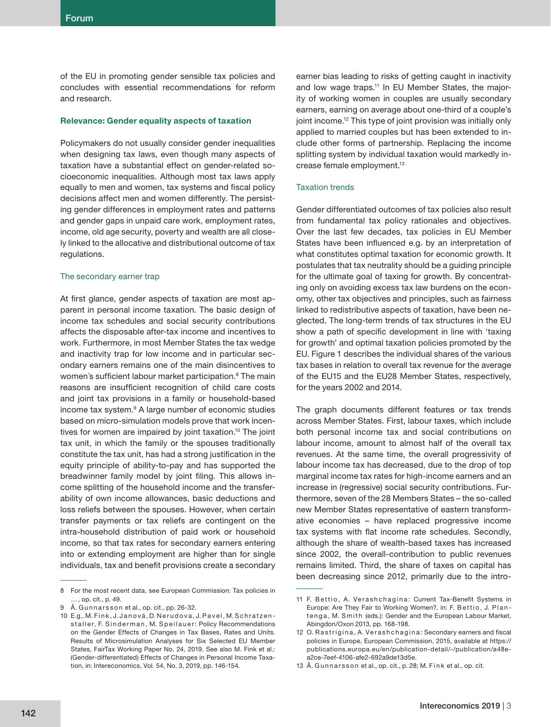of the EU in promoting gender sensible tax policies and concludes with essential recommendations for reform and research.

## Relevance: Gender equality aspects of taxation

Policymakers do not usually consider gender inequalities when designing tax laws, even though many aspects of taxation have a substantial effect on gender-related socioeconomic inequalities. Although most tax laws apply equally to men and women, tax systems and fiscal policy decisions affect men and women differently. The persisting gender differences in employment rates and patterns and gender gaps in unpaid care work, employment rates, income, old age security, poverty and wealth are all closely linked to the allocative and distributional outcome of tax regulations.

### The secondary earner trap

At first glance, gender aspects of taxation are most apparent in personal income taxation. The basic design of income tax schedules and social security contributions affects the disposable after-tax income and incentives to work. Furthermore, in most Member States the tax wedge and inactivity trap for low income and in particular secondary earners remains one of the main disincentives to women´s sufficient labour market participation.[8] The main reasons are insufficient recognition of child care costs and joint tax provisions in a family or household-based income tax system.[9] A large number of economic studies based on micro-simulation models prove that work incentives for women are impaired by joint taxation.[10] The joint tax unit, in which the family or the spouses traditionally constitute the tax unit, has had a strong justification in the equity principle of ability-to-pay and has supported the breadwinner family model by joint filing. This allows income splitting of the household income and the transferability of own income allowances, basic deductions and loss reliefs between the spouses. However, when certain transfer payments or tax reliefs are contingent on the intra-household distribution of paid work or household income, so that tax rates for secondary earners entering into or extending employment are higher than for single individuals, tax and benefit provisions create a secondary earner bias leading to risks of getting caught in inactivity and low wage traps.[11] In EU Member States, the majority of working women in couples are usually secondary earners, earning on average about one-third of a couple's joint income.[12] This type of joint provision was initially only applied to married couples but has been extended to include other forms of partnership. Replacing the income splitting system by individual taxation would markedly increase female employment.[13]

### Taxation trends

Gender differentiated outcomes of tax policies also result from fundamental tax policy rationales and objectives. Over the last few decades, tax policies in EU Member States have been influenced e.g. by an interpretation of what constitutes optimal taxation for economic growth. It postulates that tax neutrality should be a guiding principle for the ultimate goal of taxing for growth. By concentrating only on avoiding excess tax law burdens on the economy, other tax objectives and principles, such as fairness linked to redistributive aspects of taxation, have been neglected. The long-term trends of tax structures in the EU show a path of specific development in line with 'taxing for growth' and optimal taxation policies promoted by the EU. Figure 1 describes the individual shares of the various tax bases in relation to overall tax revenue for the average of the EU15 and the EU28 Member States, respectively, for the years 2002 and 2014.

The graph documents different features or tax trends across Member States. First, labour taxes, which include both personal income tax and social contributions on labour income, amount to almost half of the overall tax revenues. At the same time, the overall progressivity of labour income tax has decreased, due to the drop of top marginal income tax rates for high-income earners and an increase in (regressive) social security contributions. Furthermore, seven of the 28 Members States – the so-called new Member States representative of eastern transformative economies – have replaced progressive income tax systems with flat income rate schedules. Secondly, although the share of wealth-based taxes has increased since 2002, the overall-contribution to public revenues remains limited. Third, the share of taxes on capital has been decreasing since 2012, primarily due to the intro-

---

8 For the most recent data, see European Commission: Tax policies in …, op. cit., p. 49.

9 Å. Gunnarsson et al., op. cit., pp. 26-32.

10 E.g., M. Fink, J. Janová, D. Nerudova, J. Pavel, M. Schratzenstaller, F. Sinderman, M. Speilauer: Policy Recommendations on the Gender Effects of Changes in Tax Bases, Rates and Units. Results of Microsimulation Analyses for Six Selected EU Member States, FairTax Working Paper No. 24, 2019. See also M. Fink et al.: (Gender-differentiated) Effects of Changes in Personal Income Taxation, in: Intereconomics, Vol. 54, No. 3, 2019, pp. 146-154.

11 F. Bettio, A. Verashchagina: Current Tax-Benefit Systems in Europe: Are They Fair to Working Women?, in: F. Bettio, J. Plantenga, M. Smith (eds.): Gender and the European Labour Market, Abingdon/Oxon 2013, pp. 168-198.

12 O. Rastrigina, A. Verashchagina: Secondary earners and fiscal policies in Europe, European Commission, 2015, available at https://publications.europa.eu/en/publication-detail/-/publication/a48ea2ce-7eef-4106-afe2-692a9de13d5e.

13 Å. Gunnarsson et al., op. cit., p. 28; M. Fink et al., op. cit.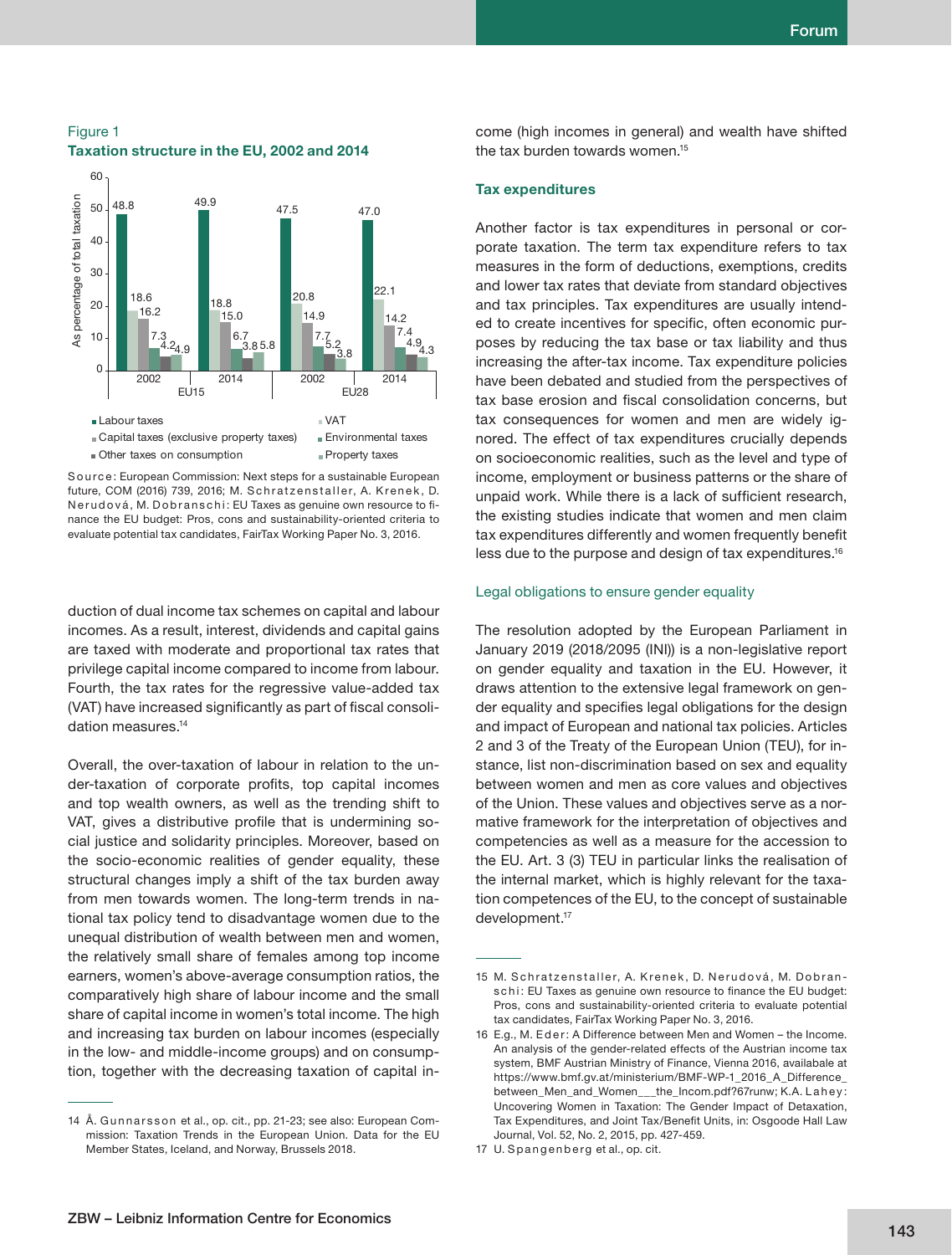Figure 1
**Taxation structure in the EU, 2002 and 2014**

| | EU15 2002 | EU15 2014 | EU28 2002 | EU28 2014 |
|---|---|---|---|---|
| Labour taxes | 48.8 | 49.9 | 47.5 | 47.0 |
| VAT | 18.6 | 18.8 | 20.8 | 22.1 |
| Capital taxes (exclusive property taxes) | 16.2 | 15.0 | 14.9 | 14.2 |
| Environmental taxes | 7.3 | 6.7 | 7.7 | 7.4 |
| Other taxes on consumption | 4.2 | 3.8 | 5.2 | 4.9 |
| Property taxes | 4.9 | 5.8 | 3.8 | 4.3 |

As percentage of total taxation

Source: European Commission: Next steps for a sustainable European future, COM (2016) 739, 2016; M. Schratzenstaller, A. Krenek, D. Nerudová, M. Dobranschi: EU Taxes as genuine own resource to finance the EU budget: Pros, cons and sustainability-oriented criteria to evaluate potential tax candidates, FairTax Working Paper No. 3, 2016.

duction of dual income tax schemes on capital and labour incomes. As a result, interest, dividends and capital gains are taxed with moderate and proportional tax rates that privilege capital income compared to income from labour. Fourth, the tax rates for the regressive value-added tax (VAT) have increased significantly as part of fiscal consolidation measures.[14]

Overall, the over-taxation of labour in relation to the under-taxation of corporate profits, top capital incomes and top wealth owners, as well as the trending shift to VAT, gives a distributive profile that is undermining social justice and solidarity principles. Moreover, based on the socio-economic realities of gender equality, these structural changes imply a shift of the tax burden away from men towards women. The long-term trends in national tax policy tend to disadvantage women due to the unequal distribution of wealth between men and women, the relatively small share of females among top income earners, women's above-average consumption ratios, the comparatively high share of labour income and the small share of capital income in women's total income. The high and increasing tax burden on labour incomes (especially in the low- and middle-income groups) and on consumption, together with the decreasing taxation of capital income (high incomes in general) and wealth have shifted the tax burden towards women.[15]

### Tax expenditures

Another factor is tax expenditures in personal or corporate taxation. The term tax expenditure refers to tax measures in the form of deductions, exemptions, credits and lower tax rates that deviate from standard objectives and tax principles. Tax expenditures are usually intended to create incentives for specific, often economic purposes by reducing the tax base or tax liability and thus increasing the after-tax income. Tax expenditure policies have been debated and studied from the perspectives of tax base erosion and fiscal consolidation concerns, but tax consequences for women and men are widely ignored. The effect of tax expenditures crucially depends on socioeconomic realities, such as the level and type of income, employment or business patterns or the share of unpaid work. While there is a lack of sufficient research, the existing studies indicate that women and men claim tax expenditures differently and women frequently benefit less due to the purpose and design of tax expenditures.[16]

### Legal obligations to ensure gender equality

The resolution adopted by the European Parliament in January 2019 (2018/2095 (INI)) is a non-legislative report on gender equality and taxation in the EU. However, it draws attention to the extensive legal framework on gender equality and specifies legal obligations for the design and impact of European and national tax policies. Articles 2 and 3 of the Treaty of the European Union (TEU), for instance, list non-discrimination based on sex and equality between women and men as core values and objectives of the Union. These values and objectives serve as a normative framework for the interpretation of objectives and competencies as well as a measure for the accession to the EU. Art. 3 (3) TEU in particular links the realisation of the internal market, which is highly relevant for the taxation competences of the EU, to the concept of sustainable development.[17]

---

14 Å. Gunnarsson et al., op. cit., pp. 21-23; see also: European Commission: Taxation Trends in the European Union. Data for the EU Member States, Iceland, and Norway, Brussels 2018.

15 M. Schratzenstaller, A. Krenek, D. Nerudová, M. Dobranschi: EU Taxes as genuine own resource to finance the EU budget: Pros, cons and sustainability-oriented criteria to evaluate potential tax candidates, FairTax Working Paper No. 3, 2016.

16 E.g., M. Eder: A Difference between Men and Women – the Income. An analysis of the gender-related effects of the Austrian income tax system, BMF Austrian Ministry of Finance, Vienna 2016, availabale at https://www.bmf.gv.at/ministerium/BMF-WP-1_2016_A_Difference_between_Men_and_Women___the_Incom.pdf?67runw; K.A. Lahey: Uncovering Women in Taxation: The Gender Impact of Detaxation, Tax Expenditures, and Joint Tax/Benefit Units, in: Osgoode Hall Law Journal, Vol. 52, No. 2, 2015, pp. 427-459.

17 U. Spangenberg et al., op. cit.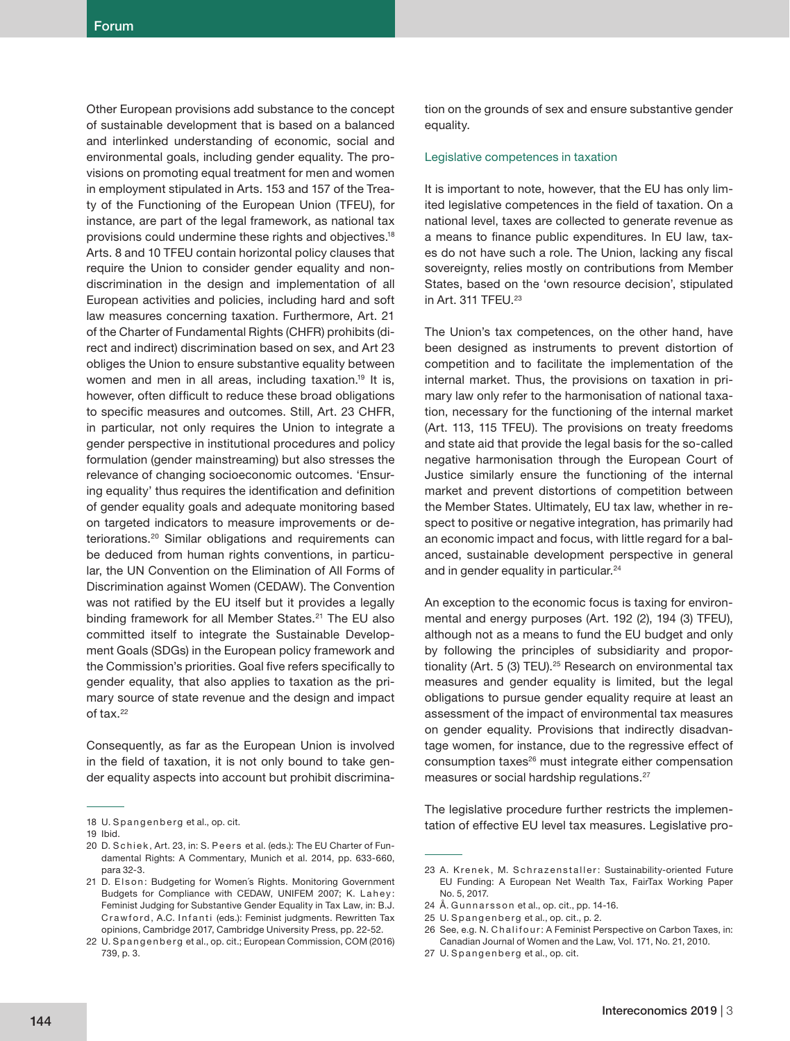Other European provisions add substance to the concept of sustainable development that is based on a balanced and interlinked understanding of economic, social and environmental goals, including gender equality. The provisions on promoting equal treatment for men and women in employment stipulated in Arts. 153 and 157 of the Treaty of the Functioning of the European Union (TFEU), for instance, are part of the legal framework, as national tax provisions could undermine these rights and objectives.[18] Arts. 8 and 10 TFEU contain horizontal policy clauses that require the Union to consider gender equality and non-discrimination in the design and implementation of all European activities and policies, including hard and soft law measures concerning taxation. Furthermore, Art. 21 of the Charter of Fundamental Rights (CHFR) prohibits (direct and indirect) discrimination based on sex, and Art 23 obliges the Union to ensure substantive equality between women and men in all areas, including taxation.[19] It is, however, often difficult to reduce these broad obligations to specific measures and outcomes. Still, Art. 23 CHFR, in particular, not only requires the Union to integrate a gender perspective in institutional procedures and policy formulation (gender mainstreaming) but also stresses the relevance of changing socioeconomic outcomes. 'Ensuring equality' thus requires the identification and definition of gender equality goals and adequate monitoring based on targeted indicators to measure improvements or deteriorations.[20] Similar obligations and requirements can be deduced from human rights conventions, in particular, the UN Convention on the Elimination of All Forms of Discrimination against Women (CEDAW). The Convention was not ratified by the EU itself but it provides a legally binding framework for all Member States.[21] The EU also committed itself to integrate the Sustainable Development Goals (SDGs) in the European policy framework and the Commission's priorities. Goal five refers specifically to gender equality, that also applies to taxation as the primary source of state revenue and the design and impact of tax.[22]

Consequently, as far as the European Union is involved in the field of taxation, it is not only bound to take gender equality aspects into account but prohibit discrimination on the grounds of sex and ensure substantive gender equality.

## Legislative competences in taxation

It is important to note, however, that the EU has only limited legislative competences in the field of taxation. On a national level, taxes are collected to generate revenue as a means to finance public expenditures. In EU law, taxes do not have such a role. The Union, lacking any fiscal sovereignty, relies mostly on contributions from Member States, based on the 'own resource decision', stipulated in Art. 311 TFEU.[23]

The Union's tax competences, on the other hand, have been designed as instruments to prevent distortion of competition and to facilitate the implementation of the internal market. Thus, the provisions on taxation in primary law only refer to the harmonisation of national taxation, necessary for the functioning of the internal market (Art. 113, 115 TFEU). The provisions on treaty freedoms and state aid that provide the legal basis for the so-called negative harmonisation through the European Court of Justice similarly ensure the functioning of the internal market and prevent distortions of competition between the Member States. Ultimately, EU tax law, whether in respect to positive or negative integration, has primarily had an economic impact and focus, with little regard for a balanced, sustainable development perspective in general and in gender equality in particular.[24]

An exception to the economic focus is taxing for environmental and energy purposes (Art. 192 (2), 194 (3) TFEU), although not as a means to fund the EU budget and only by following the principles of subsidiarity and proportionality (Art. 5 (3) TEU).[25] Research on environmental tax measures and gender equality is limited, but the legal obligations to pursue gender equality require at least an assessment of the impact of environmental tax measures on gender equality. Provisions that indirectly disadvantage women, for instance, due to the regressive effect of consumption taxes[26] must integrate either compensation measures or social hardship regulations.[27]

The legislative procedure further restricts the implementation of effective EU level tax measures. Legislative pro-

---

18 U. Spangenberg et al., op. cit.

19 Ibid.

20 D. Schiek, Art. 23, in: S. Peers et al. (eds.): The EU Charter of Fundamental Rights: A Commentary, Munich et al. 2014, pp. 633-660, para 32-3.

21 D. Elson: Budgeting for Women´s Rights. Monitoring Government Budgets for Compliance with CEDAW, UNIFEM 2007; K. Lahey: Feminist Judging for Substantive Gender Equality in Tax Law, in: B.J. Crawford, A.C. Infanti (eds.): Feminist judgments. Rewritten Tax opinions, Cambridge 2017, Cambridge University Press, pp. 22-52.

22 U. Spangenberg et al., op. cit.; European Commission, COM (2016) 739, p. 3.

23 A. Krenek, M. Schrazenstaller: Sustainability-oriented Future EU Funding: A European Net Wealth Tax, FairTax Working Paper No. 5, 2017.

24 Å. Gunnarsson et al., op. cit., pp. 14-16.

25 U. Spangenberg et al., op. cit., p. 2.

26 See, e.g. N. Chalifour: A Feminist Perspective on Carbon Taxes, in: Canadian Journal of Women and the Law, Vol. 171, No. 21, 2010.

27 U. Spangenberg et al., op. cit.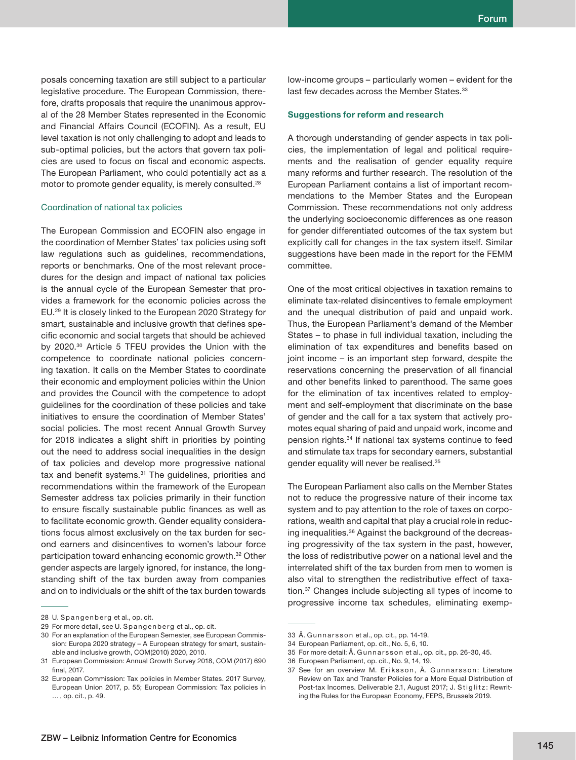posals concerning taxation are still subject to a particular legislative procedure. The European Commission, therefore, drafts proposals that require the unanimous approval of the 28 Member States represented in the Economic and Financial Affairs Council (ECOFIN). As a result, EU level taxation is not only challenging to adopt and leads to sub-optimal policies, but the actors that govern tax policies are used to focus on fiscal and economic aspects. The European Parliament, who could potentially act as a motor to promote gender equality, is merely consulted.[28]

### Coordination of national tax policies

The European Commission and ECOFIN also engage in the coordination of Member States' tax policies using soft law regulations such as guidelines, recommendations, reports or benchmarks. One of the most relevant procedures for the design and impact of national tax policies is the annual cycle of the European Semester that provides a framework for the economic policies across the EU.[29] It is closely linked to the European 2020 Strategy for smart, sustainable and inclusive growth that defines specific economic and social targets that should be achieved by 2020.[30] Article 5 TFEU provides the Union with the competence to coordinate national policies concerning taxation. It calls on the Member States to coordinate their economic and employment policies within the Union and provides the Council with the competence to adopt guidelines for the coordination of these policies and take initiatives to ensure the coordination of Member States' social policies. The most recent Annual Growth Survey for 2018 indicates a slight shift in priorities by pointing out the need to address social inequalities in the design of tax policies and develop more progressive national tax and benefit systems.[31] The guidelines, priorities and recommendations within the framework of the European Semester address tax policies primarily in their function to ensure fiscally sustainable public finances as well as to facilitate economic growth. Gender equality considerations focus almost exclusively on the tax burden for second earners and disincentives to women's labour force participation toward enhancing economic growth.[32] Other gender aspects are largely ignored, for instance, the longstanding shift of the tax burden away from companies and on to individuals or the shift of the tax burden towards low-income groups – particularly women – evident for the last few decades across the Member States.[33]

## Suggestions for reform and research

A thorough understanding of gender aspects in tax policies, the implementation of legal and political requirements and the realisation of gender equality require many reforms and further research. The resolution of the European Parliament contains a list of important recommendations to the Member States and the European Commission. These recommendations not only address the underlying socioeconomic differences as one reason for gender differentiated outcomes of the tax system but explicitly call for changes in the tax system itself. Similar suggestions have been made in the report for the FEMM committee.

One of the most critical objectives in taxation remains to eliminate tax-related disincentives to female employment and the unequal distribution of paid and unpaid work. Thus, the European Parliament's demand of the Member States – to phase in full individual taxation, including the elimination of tax expenditures and benefits based on joint income – is an important step forward, despite the reservations concerning the preservation of all financial and other benefits linked to parenthood. The same goes for the elimination of tax incentives related to employment and self-employment that discriminate on the base of gender and the call for a tax system that actively promotes equal sharing of paid and unpaid work, income and pension rights.[34] If national tax systems continue to feed and stimulate tax traps for secondary earners, substantial gender equality will never be realised.[35]

The European Parliament also calls on the Member States not to reduce the progressive nature of their income tax system and to pay attention to the role of taxes on corporations, wealth and capital that play a crucial role in reducing inequalities.[36] Against the background of the decreasing progressivity of the tax system in the past, however, the loss of redistributive power on a national level and the interrelated shift of the tax burden from men to women is also vital to strengthen the redistributive effect of taxation.[37] Changes include subjecting all types of income to progressive income tax schedules, eliminating exemp-

---

28 U. Spangenberg et al., op. cit.

29 For more detail, see U. Spangenberg et al., op. cit.

30 For an explanation of the European Semester, see European Commission: Europa 2020 strategy – A European strategy for smart, sustainable and inclusive growth, COM(2010) 2020, 2010.

31 European Commission: Annual Growth Survey 2018, COM (2017) 690 final, 2017.

32 European Commission: Tax policies in Member States. 2017 Survey, European Union 2017, p. 55; European Commission: Tax policies in … , op. cit., p. 49.

33 Å. Gunnarsson et al., op. cit., pp. 14-19.

34 European Parliament, op. cit., No. 5, 6, 10.

35 For more detail: Å. Gunnarsson et al., op. cit., pp. 26-30, 45.

36 European Parliament, op. cit., No. 9, 14, 19.

37 See for an overview M. Eriksson, Å. Gunnarsson: Literature Review on Tax and Transfer Policies for a More Equal Distribution of Post-tax Incomes. Deliverable 2.1, August 2017; J. Stiglitz: Rewriting the Rules for the European Economy, FEPS, Brussels 2019.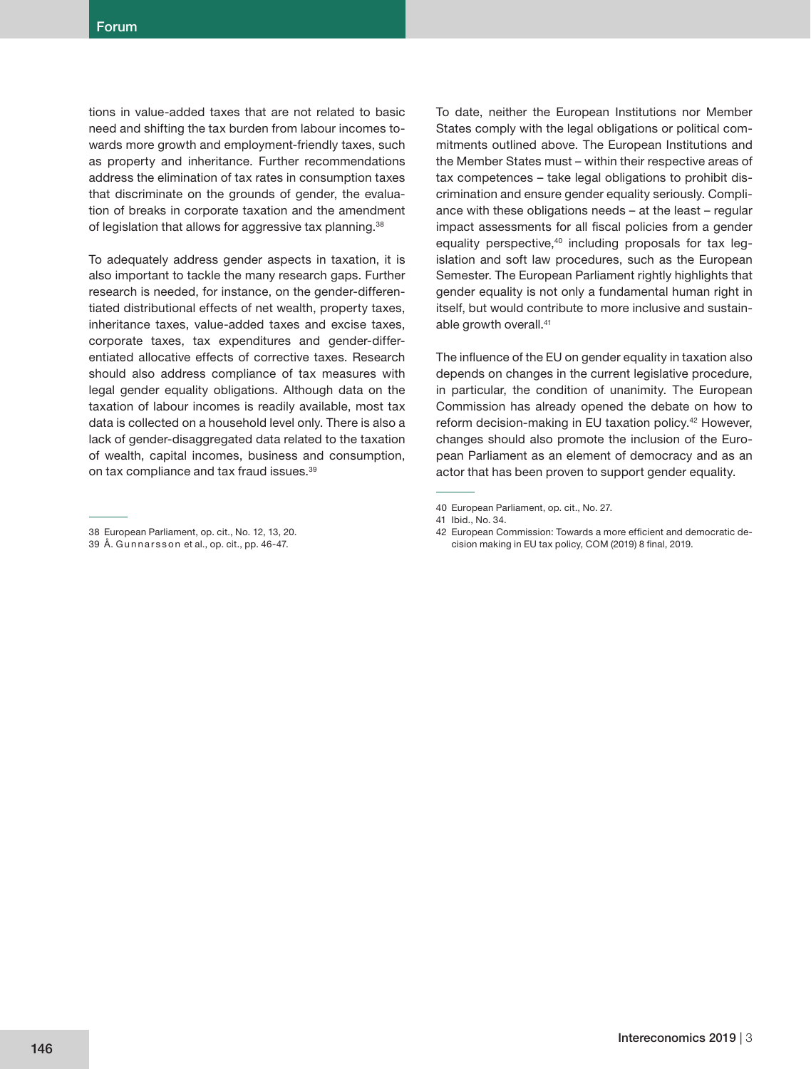tions in value-added taxes that are not related to basic need and shifting the tax burden from labour incomes towards more growth and employment-friendly taxes, such as property and inheritance. Further recommendations address the elimination of tax rates in consumption taxes that discriminate on the grounds of gender, the evaluation of breaks in corporate taxation and the amendment of legislation that allows for aggressive tax planning.[38]

To adequately address gender aspects in taxation, it is also important to tackle the many research gaps. Further research is needed, for instance, on the gender-differentiated distributional effects of net wealth, property taxes, inheritance taxes, value-added taxes and excise taxes, corporate taxes, tax expenditures and gender-differentiated allocative effects of corrective taxes. Research should also address compliance of tax measures with legal gender equality obligations. Although data on the taxation of labour incomes is readily available, most tax data is collected on a household level only. There is also a lack of gender-disaggregated data related to the taxation of wealth, capital incomes, business and consumption, on tax compliance and tax fraud issues.[39]

To date, neither the European Institutions nor Member States comply with the legal obligations or political commitments outlined above. The European Institutions and the Member States must – within their respective areas of tax competences – take legal obligations to prohibit discrimination and ensure gender equality seriously. Compliance with these obligations needs – at the least – regular impact assessments for all fiscal policies from a gender equality perspective,[40] including proposals for tax legislation and soft law procedures, such as the European Semester. The European Parliament rightly highlights that gender equality is not only a fundamental human right in itself, but would contribute to more inclusive and sustainable growth overall.[41]

The influence of the EU on gender equality in taxation also depends on changes in the current legislative procedure, in particular, the condition of unanimity. The European Commission has already opened the debate on how to reform decision-making in EU taxation policy.[42] However, changes should also promote the inclusion of the European Parliament as an element of democracy and as an actor that has been proven to support gender equality.

38 European Parliament, op. cit., No. 12, 13, 20.

39 Å. Gunnarsson et al., op. cit., pp. 46-47.

40 European Parliament, op. cit., No. 27.

41 Ibid., No. 34.

42 European Commission: Towards a more efficient and democratic decision making in EU tax policy, COM (2019) 8 final, 2019.